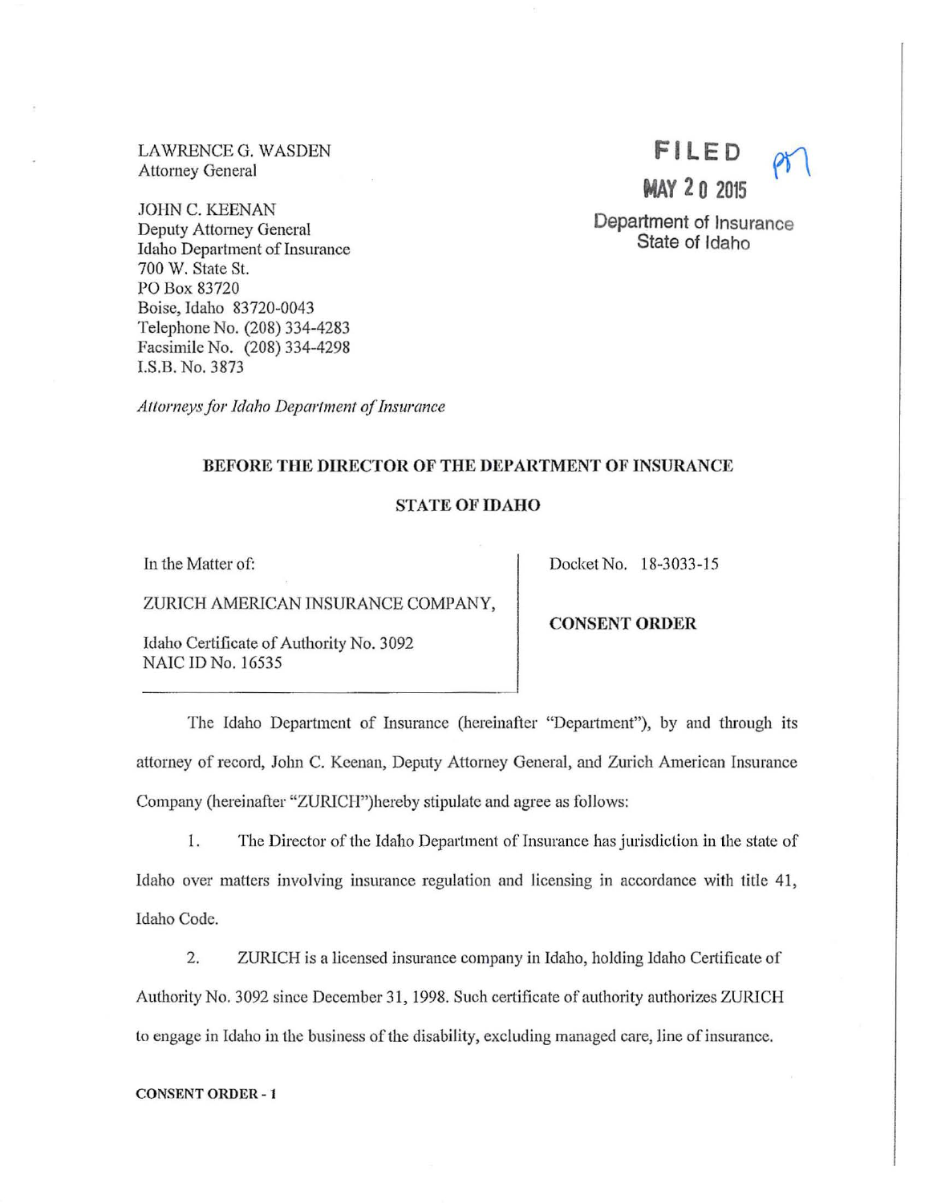LAWRENCE G. WASDEN
Attorney General

JOHN C. KEENAN
Deputy Attorney General
Idaho Department of Insurance
700 W. State St.
PO Box 83720
Boise, Idaho 83720-0043
Telephone No. (208) 334-4283
Facsimile No. (208) 334-4298
I.S.B. No. 3873

*Attorneys for Idaho Department of Insurance*

FILED
MAY 20 2015
Department of Insurance
State of Idaho

**BEFORE THE DIRECTOR OF THE DEPARTMENT OF INSURANCE**

**STATE OF IDAHO**

In the Matter of:

ZURICH AMERICAN INSURANCE COMPANY,

Idaho Certificate of Authority No. 3092
NAIC ID No. 16535

Docket No. 18-3033-15

**CONSENT ORDER**

The Idaho Department of Insurance (hereinafter "Department"), by and through its attorney of record, John C. Keenan, Deputy Attorney General, and Zurich American Insurance Company (hereinafter "ZURICH")hereby stipulate and agree as follows:

1. The Director of the Idaho Department of Insurance has jurisdiction in the state of Idaho over matters involving insurance regulation and licensing in accordance with title 41, Idaho Code.

2. ZURICH is a licensed insurance company in Idaho, holding Idaho Certificate of Authority No. 3092 since December 31, 1998. Such certificate of authority authorizes ZURICH to engage in Idaho in the business of the disability, excluding managed care, line of insurance.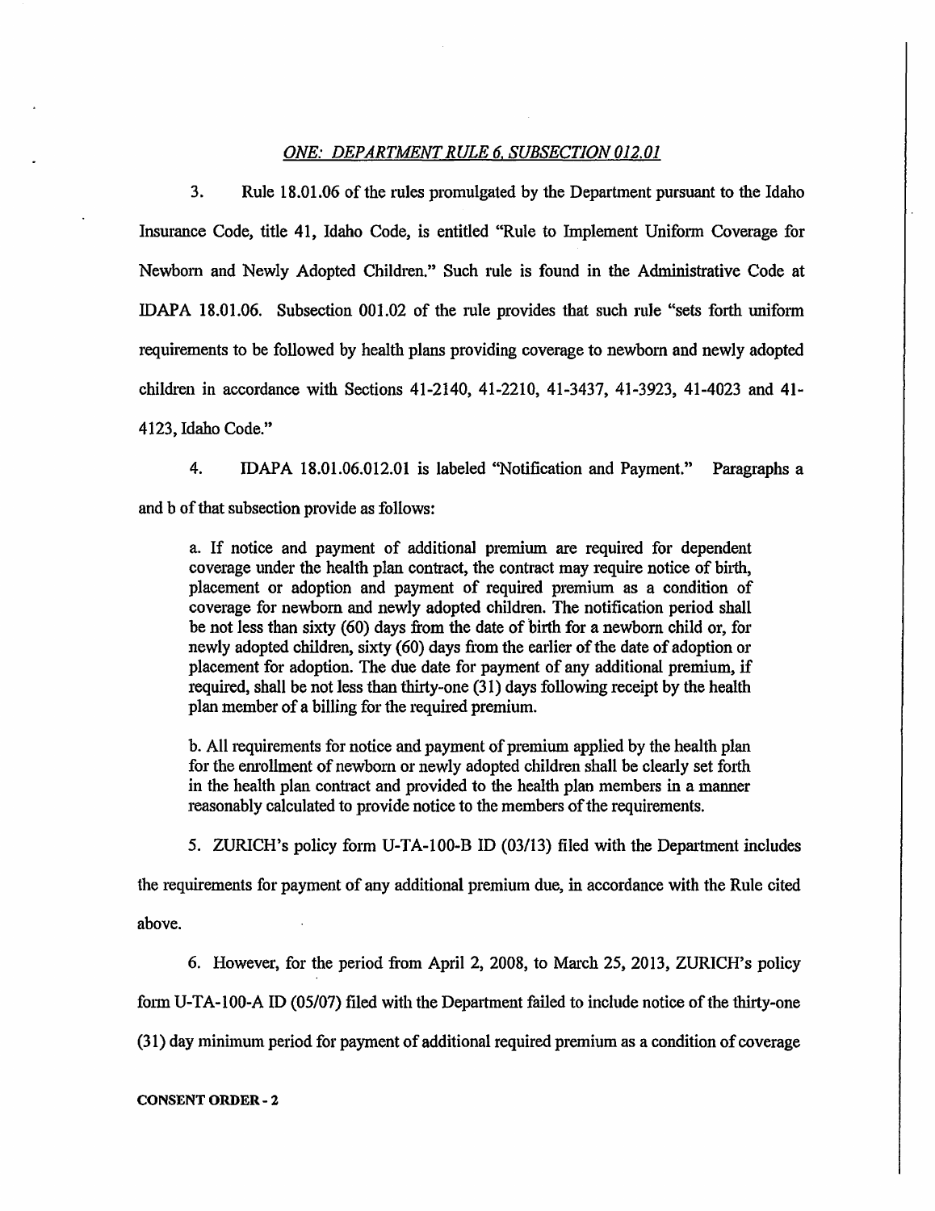*ONE: DEPARTMENT RULE 6, SUBSECTION 012.01*

3. Rule 18.01.06 of the rules promulgated by the Department pursuant to the Idaho Insurance Code, title 41, Idaho Code, is entitled "Rule to Implement Uniform Coverage for Newborn and Newly Adopted Children." Such rule is found in the Administrative Code at IDAPA 18.01.06. Subsection 001.02 of the rule provides that such rule "sets forth uniform requirements to be followed by health plans providing coverage to newborn and newly adopted children in accordance with Sections 41-2140, 41-2210, 41-3437, 41-3923, 41-4023 and 41-4123, Idaho Code."

4. IDAPA 18.01.06.012.01 is labeled "Notification and Payment." Paragraphs a and b of that subsection provide as follows:

> a. If notice and payment of additional premium are required for dependent coverage under the health plan contract, the contract may require notice of birth, placement or adoption and payment of required premium as a condition of coverage for newborn and newly adopted children. The notification period shall be not less than sixty (60) days from the date of birth for a newborn child or, for newly adopted children, sixty (60) days from the earlier of the date of adoption or placement for adoption. The due date for payment of any additional premium, if required, shall be not less than thirty-one (31) days following receipt by the health plan member of a billing for the required premium.
>
> b. All requirements for notice and payment of premium applied by the health plan for the enrollment of newborn or newly adopted children shall be clearly set forth in the health plan contract and provided to the health plan members in a manner reasonably calculated to provide notice to the members of the requirements.

5. ZURICH's policy form U-TA-100-B ID (03/13) filed with the Department includes the requirements for payment of any additional premium due, in accordance with the Rule cited above.

6. However, for the period from April 2, 2008, to March 25, 2013, ZURICH's policy form U-TA-100-A ID (05/07) filed with the Department failed to include notice of the thirty-one (31) day minimum period for payment of additional required premium as a condition of coverage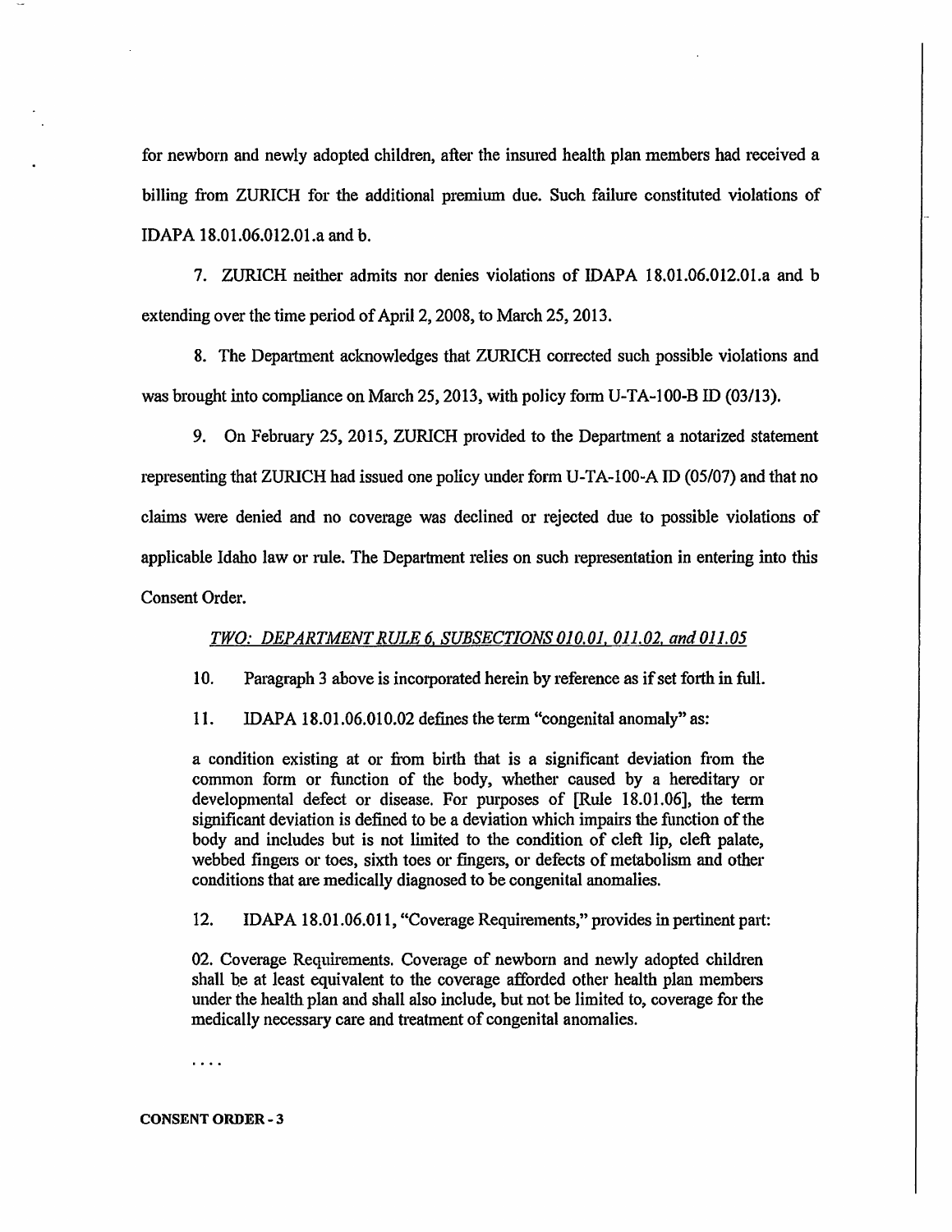for newborn and newly adopted children, after the insured health plan members had received a billing from ZURICH for the additional premium due. Such failure constituted violations of IDAPA 18.01.06.012.01.a and b.

7. ZURICH neither admits nor denies violations of IDAPA 18.01.06.012.01.a and b extending over the time period of April 2, 2008, to March 25, 2013.

8. The Department acknowledges that ZURICH corrected such possible violations and was brought into compliance on March 25, 2013, with policy form U-TA-100-B ID (03/13).

9. On February 25, 2015, ZURICH provided to the Department a notarized statement representing that ZURICH had issued one policy under form U-TA-100-A ID (05/07) and that no claims were denied and no coverage was declined or rejected due to possible violations of applicable Idaho law or rule. The Department relies on such representation in entering into this Consent Order.

*TWO: DEPARTMENT RULE 6, SUBSECTIONS 010.01, 011.02, and 011.05*

10. Paragraph 3 above is incorporated herein by reference as if set forth in full.

11. IDAPA 18.01.06.010.02 defines the term "congenital anomaly" as:

> a condition existing at or from birth that is a significant deviation from the common form or function of the body, whether caused by a hereditary or developmental defect or disease. For purposes of [Rule 18.01.06], the term significant deviation is defined to be a deviation which impairs the function of the body and includes but is not limited to the condition of cleft lip, cleft palate, webbed fingers or toes, sixth toes or fingers, or defects of metabolism and other conditions that are medically diagnosed to be congenital anomalies.

12. IDAPA 18.01.06.011, "Coverage Requirements," provides in pertinent part:

> 02. Coverage Requirements. Coverage of newborn and newly adopted children shall be at least equivalent to the coverage afforded other health plan members under the health plan and shall also include, but not be limited to, coverage for the medically necessary care and treatment of congenital anomalies.
>
> ....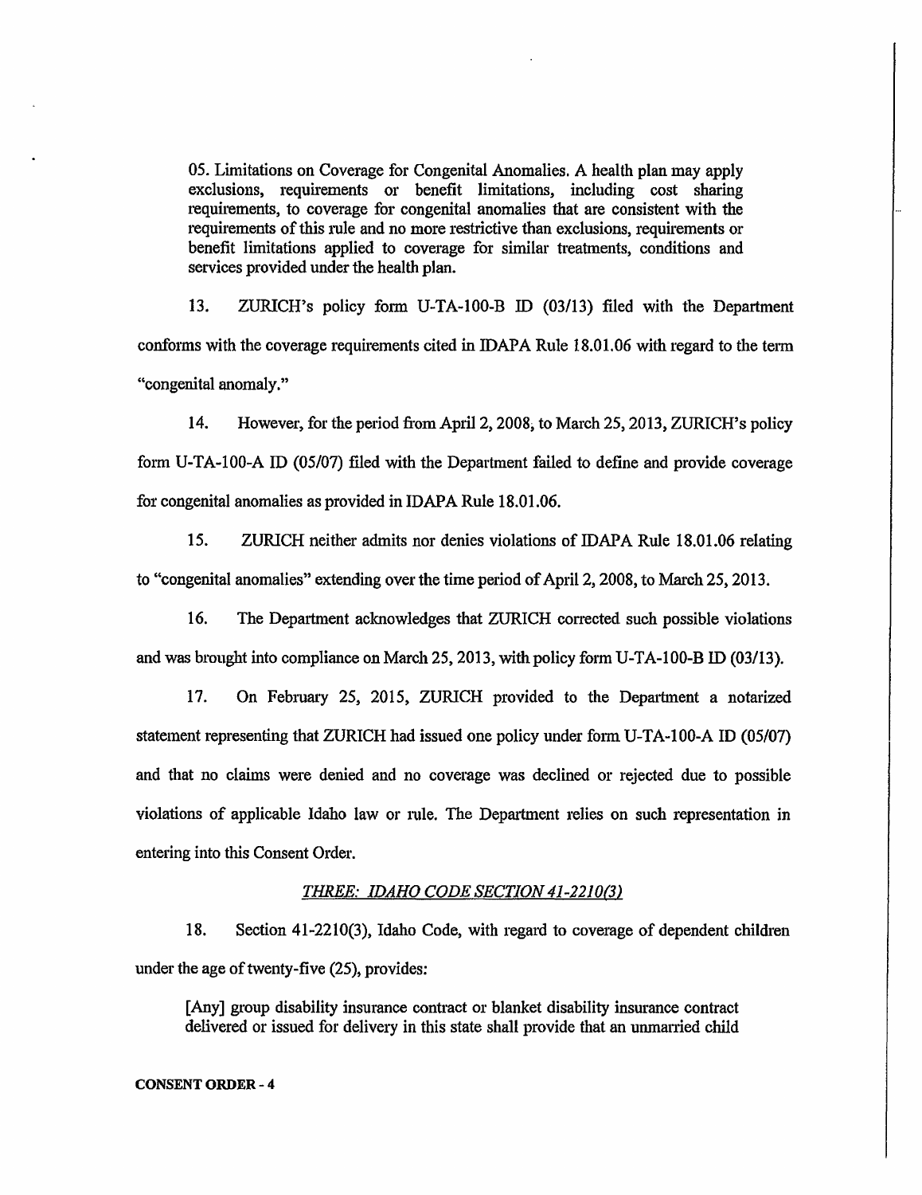05. Limitations on Coverage for Congenital Anomalies. A health plan may apply exclusions, requirements or benefit limitations, including cost sharing requirements, to coverage for congenital anomalies that are consistent with the requirements of this rule and no more restrictive than exclusions, requirements or benefit limitations applied to coverage for similar treatments, conditions and services provided under the health plan.

13. ZURICH's policy form U-TA-100-B ID (03/13) filed with the Department conforms with the coverage requirements cited in IDAPA Rule 18.01.06 with regard to the term "congenital anomaly."

14. However, for the period from April 2, 2008, to March 25, 2013, ZURICH's policy form U-TA-100-A ID (05/07) filed with the Department failed to define and provide coverage for congenital anomalies as provided in IDAPA Rule 18.01.06.

15. ZURICH neither admits nor denies violations of IDAPA Rule 18.01.06 relating to "congenital anomalies" extending over the time period of April 2, 2008, to March 25, 2013.

16. The Department acknowledges that ZURICH corrected such possible violations and was brought into compliance on March 25, 2013, with policy form U-TA-100-B ID (03/13).

17. On February 25, 2015, ZURICH provided to the Department a notarized statement representing that ZURICH had issued one policy under form U-TA-100-A ID (05/07) and that no claims were denied and no coverage was declined or rejected due to possible violations of applicable Idaho law or rule. The Department relies on such representation in entering into this Consent Order.

*THREE: IDAHO CODE SECTION 41-2210(3)*

18. Section 41-2210(3), Idaho Code, with regard to coverage of dependent children under the age of twenty-five (25), provides:

[Any] group disability insurance contract or blanket disability insurance contract delivered or issued for delivery in this state shall provide that an unmarried child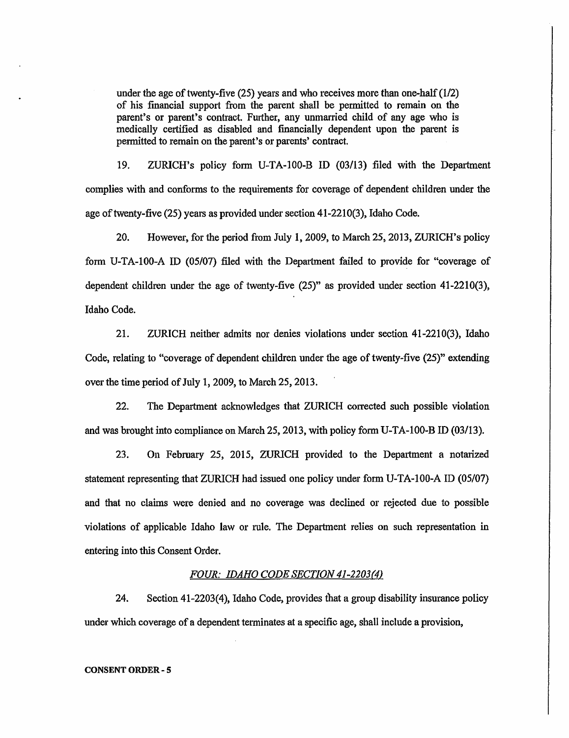under the age of twenty-five (25) years and who receives more than one-half (1/2) of his financial support from the parent shall be permitted to remain on the parent's or parent's contract. Further, any unmarried child of any age who is medically certified as disabled and financially dependent upon the parent is permitted to remain on the parent's or parents' contract.

19. ZURICH's policy form U-TA-100-B ID (03/13) filed with the Department complies with and conforms to the requirements for coverage of dependent children under the age of twenty-five (25) years as provided under section 41-2210(3), Idaho Code.

20. However, for the period from July 1, 2009, to March 25, 2013, ZURICH's policy form U-TA-100-A ID (05/07) filed with the Department failed to provide for "coverage of dependent children under the age of twenty-five (25)" as provided under section 41-2210(3), Idaho Code.

21. ZURICH neither admits nor denies violations under section 41-2210(3), Idaho Code, relating to "coverage of dependent children under the age of twenty-five (25)" extending over the time period of July 1, 2009, to March 25, 2013.

22. The Department acknowledges that ZURICH corrected such possible violation and was brought into compliance on March 25, 2013, with policy form U-TA-100-B ID (03/13).

23. On February 25, 2015, ZURICH provided to the Department a notarized statement representing that ZURICH had issued one policy under form U-TA-100-A ID (05/07) and that no claims were denied and no coverage was declined or rejected due to possible violations of applicable Idaho law or rule. The Department relies on such representation in entering into this Consent Order.

*FOUR: IDAHO CODE SECTION 41-2203(4)*

24. Section 41-2203(4), Idaho Code, provides that a group disability insurance policy under which coverage of a dependent terminates at a specific age, shall include a provision,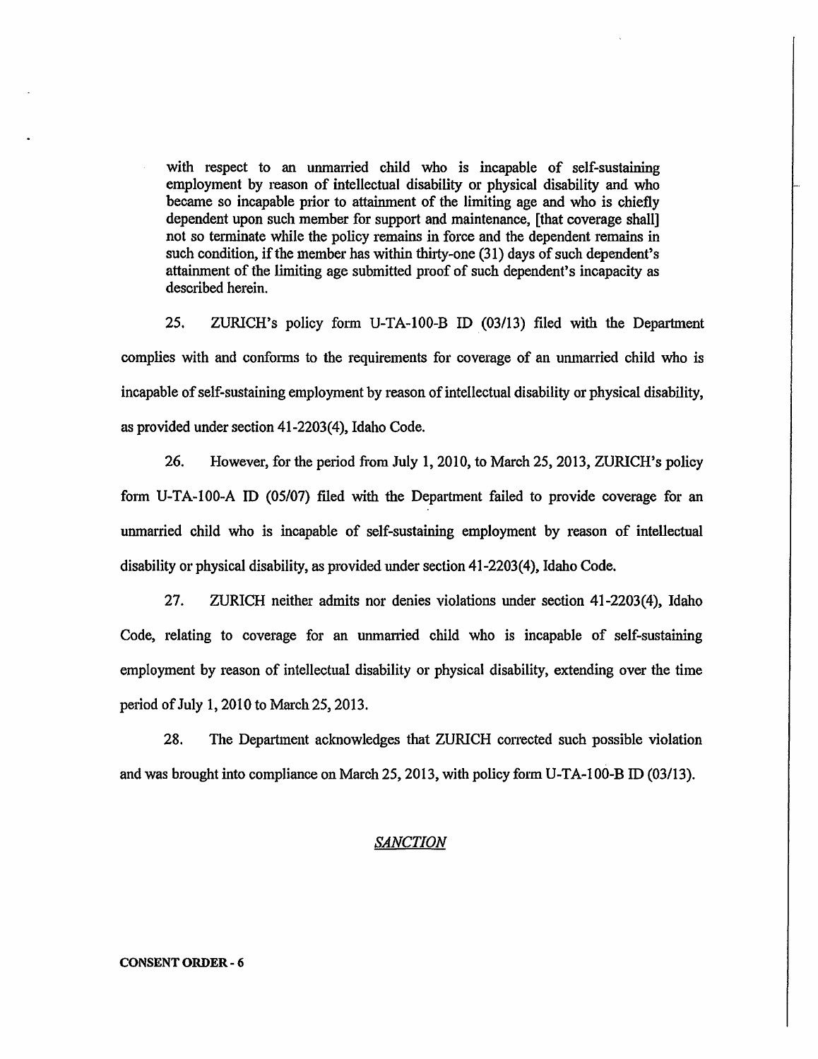> with respect to an unmarried child who is incapable of self-sustaining employment by reason of intellectual disability or physical disability and who became so incapable prior to attainment of the limiting age and who is chiefly dependent upon such member for support and maintenance, [that coverage shall] not so terminate while the policy remains in force and the dependent remains in such condition, if the member has within thirty-one (31) days of such dependent's attainment of the limiting age submitted proof of such dependent's incapacity as described herein.

25. ZURICH's policy form U-TA-100-B ID (03/13) filed with the Department complies with and conforms to the requirements for coverage of an unmarried child who is incapable of self-sustaining employment by reason of intellectual disability or physical disability, as provided under section 41-2203(4), Idaho Code.

26. However, for the period from July 1, 2010, to March 25, 2013, ZURICH's policy form U-TA-100-A ID (05/07) filed with the Department failed to provide coverage for an unmarried child who is incapable of self-sustaining employment by reason of intellectual disability or physical disability, as provided under section 41-2203(4), Idaho Code.

27. ZURICH neither admits nor denies violations under section 41-2203(4), Idaho Code, relating to coverage for an unmarried child who is incapable of self-sustaining employment by reason of intellectual disability or physical disability, extending over the time period of July 1, 2010 to March 25, 2013.

28. The Department acknowledges that ZURICH corrected such possible violation and was brought into compliance on March 25, 2013, with policy form U-TA-100-B ID (03/13).

## *SANCTION*

**CONSENT ORDER - 6**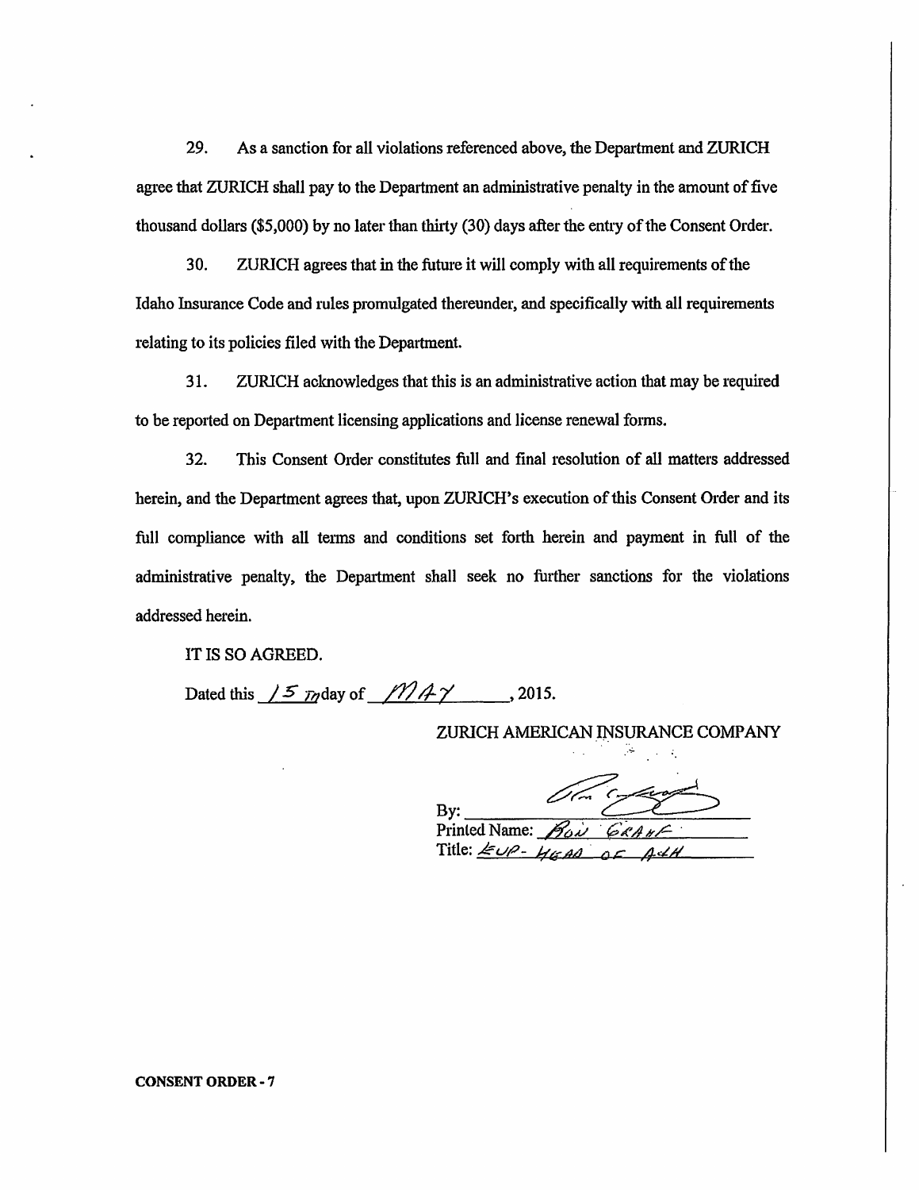29. As a sanction for all violations referenced above, the Department and ZURICH agree that ZURICH shall pay to the Department an administrative penalty in the amount of five thousand dollars ($5,000) by no later than thirty (30) days after the entry of the Consent Order.

30. ZURICH agrees that in the future it will comply with all requirements of the Idaho Insurance Code and rules promulgated thereunder, and specifically with all requirements relating to its policies filed with the Department.

31. ZURICH acknowledges that this is an administrative action that may be required to be reported on Department licensing applications and license renewal forms.

32. This Consent Order constitutes full and final resolution of all matters addressed herein, and the Department agrees that, upon ZURICH's execution of this Consent Order and its full compliance with all terms and conditions set forth herein and payment in full of the administrative penalty, the Department shall seek no further sanctions for the violations addressed herein.

IT IS SO AGREED.

Dated this 15TH day of MAY, 2015.

ZURICH AMERICAN INSURANCE COMPANY

By: _______________

Printed Name: RON GRAHF

Title: EVP- HEAD OF A&H

**CONSENT ORDER - 7**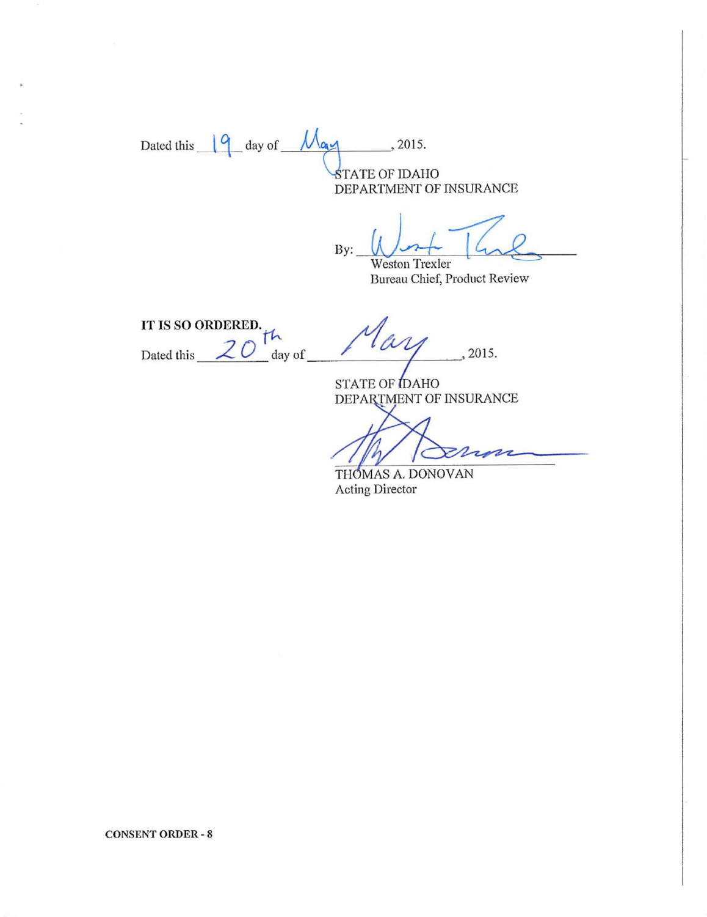Dated this 19 day of May, 2015.

STATE OF IDAHO
DEPARTMENT OF INSURANCE

By: ______________________
Weston Trexler
Bureau Chief, Product Review

**IT IS SO ORDERED.**

Dated this 20th day of May, 2015.

STATE OF IDAHO
DEPARTMENT OF INSURANCE

______________________
THOMAS A. DONOVAN
Acting Director

**CONSENT ORDER - 8**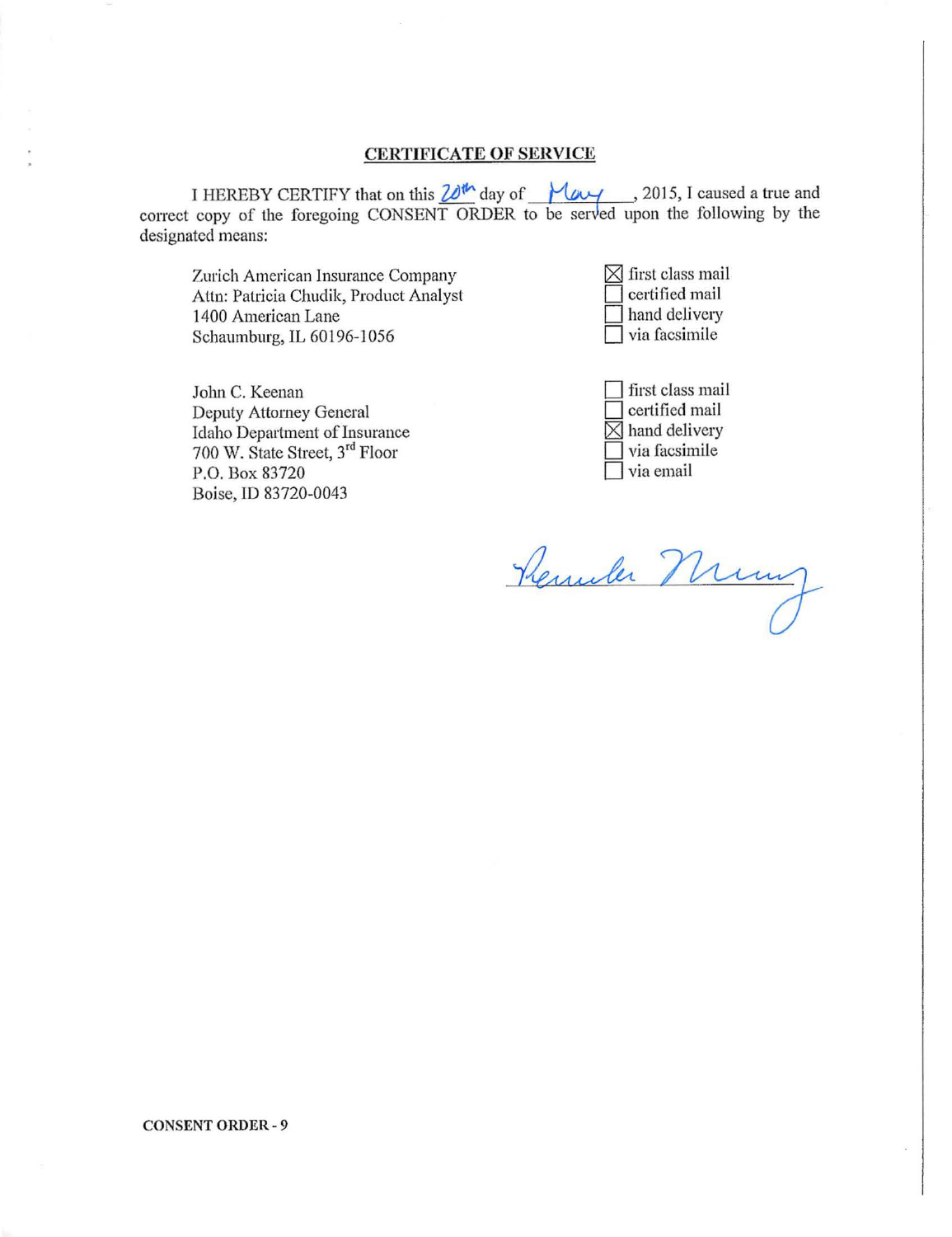## CERTIFICATE OF SERVICE

I HEREBY CERTIFY that on this 20th day of May, 2015, I caused a true and correct copy of the foregoing CONSENT ORDER to be served upon the following by the designated means:

Zurich American Insurance Company
Attn: Patricia Chudik, Product Analyst
1400 American Lane
Schaumburg, IL 60196-1056

- [x] first class mail
- [ ] certified mail
- [ ] hand delivery
- [ ] via facsimile

John C. Keenan
Deputy Attorney General
Idaho Department of Insurance
700 W. State Street, 3rd Floor
P.O. Box 83720
Boise, ID 83720-0043

- [ ] first class mail
- [ ] certified mail
- [x] hand delivery
- [ ] via facsimile
- [ ] via email

[Signature]

CONSENT ORDER - 9